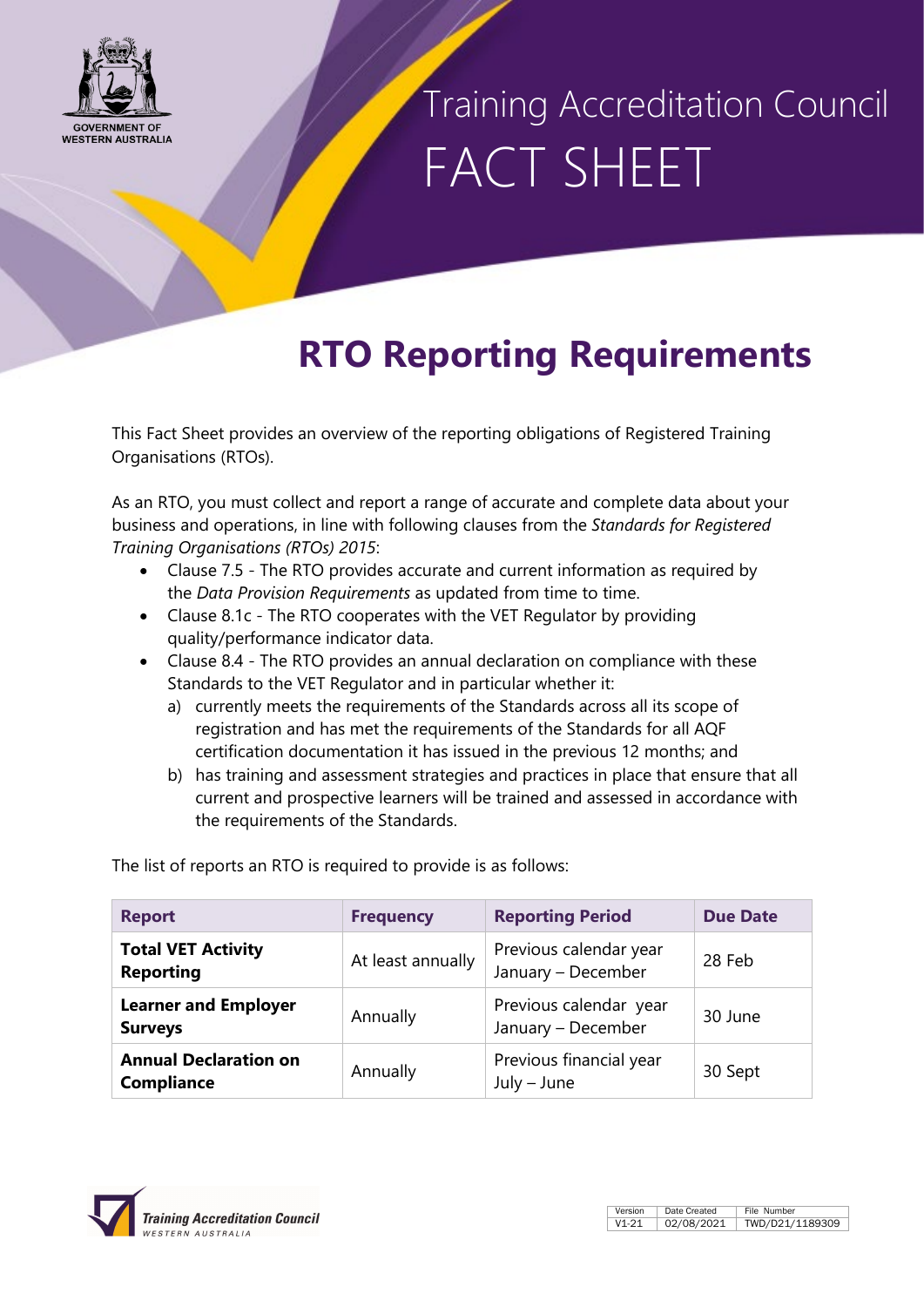Training Accreditation Council

FACT SHEET

# RTO Reporting Requirements

This Fact Sheet provides an overview of the reporting obligations of Registered Training Organisations (RTOs).

As an RTO, you must collect and report a range of accurate and complete data about your business and operations, in line with following clauses from the *Standards for Registered Training Organisations (RTOs) 2015*:

- Clause 7.5 - The RTO provides accurate and current information as required by the *Data Provision Requirements* as updated from time to time.
- Clause 8.1c - The RTO cooperates with the VET Regulator by providing quality/performance indicator data.
- Clause 8.4 - The RTO provides an annual declaration on compliance with these Standards to the VET Regulator and in particular whether it:
  a) currently meets the requirements of the Standards across all its scope of registration and has met the requirements of the Standards for all AQF certification documentation it has issued in the previous 12 months; and
  b) has training and assessment strategies and practices in place that ensure that all current and prospective learners will be trained and assessed in accordance with the requirements of the Standards.

The list of reports an RTO is required to provide is as follows:

| Report | Frequency | Reporting Period | Due Date |
|---|---|---|---|
| **Total VET Activity Reporting** | At least annually | Previous calendar year January – December | 28 Feb |
| **Learner and Employer Surveys** | Annually | Previous calendar year January – December | 30 June |
| **Annual Declaration on Compliance** | Annually | Previous financial year July – June | 30 Sept |

| Version | Date Created | File Number |
|---|---|---|
| V1-21 | 02/08/2021 | TWD/D21/1189309 |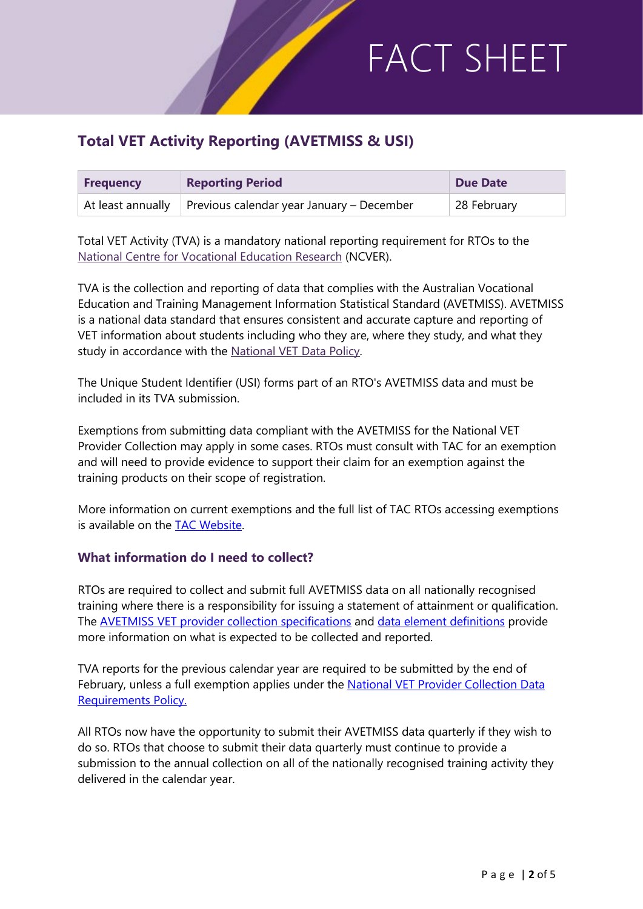## Total VET Activity Reporting (AVETMISS & USI)

| Frequency | Reporting Period | Due Date |
|---|---|---|
| At least annually | Previous calendar year January – December | 28 February |

Total VET Activity (TVA) is a mandatory national reporting requirement for RTOs to the National Centre for Vocational Education Research (NCVER).

TVA is the collection and reporting of data that complies with the Australian Vocational Education and Training Management Information Statistical Standard (AVETMISS). AVETMISS is a national data standard that ensures consistent and accurate capture and reporting of VET information about students including who they are, where they study, and what they study in accordance with the National VET Data Policy.

The Unique Student Identifier (USI) forms part of an RTO's AVETMISS data and must be included in its TVA submission.

Exemptions from submitting data compliant with the AVETMISS for the National VET Provider Collection may apply in some cases. RTOs must consult with TAC for an exemption and will need to provide evidence to support their claim for an exemption against the training products on their scope of registration.

More information on current exemptions and the full list of TAC RTOs accessing exemptions is available on the TAC Website.

### What information do I need to collect?

RTOs are required to collect and submit full AVETMISS data on all nationally recognised training where there is a responsibility for issuing a statement of attainment or qualification. The AVETMISS VET provider collection specifications and data element definitions provide more information on what is expected to be collected and reported.

TVA reports for the previous calendar year are required to be submitted by the end of February, unless a full exemption applies under the National VET Provider Collection Data Requirements Policy.

All RTOs now have the opportunity to submit their AVETMISS data quarterly if they wish to do so. RTOs that choose to submit their data quarterly must continue to provide a submission to the annual collection on all of the nationally recognised training activity they delivered in the calendar year.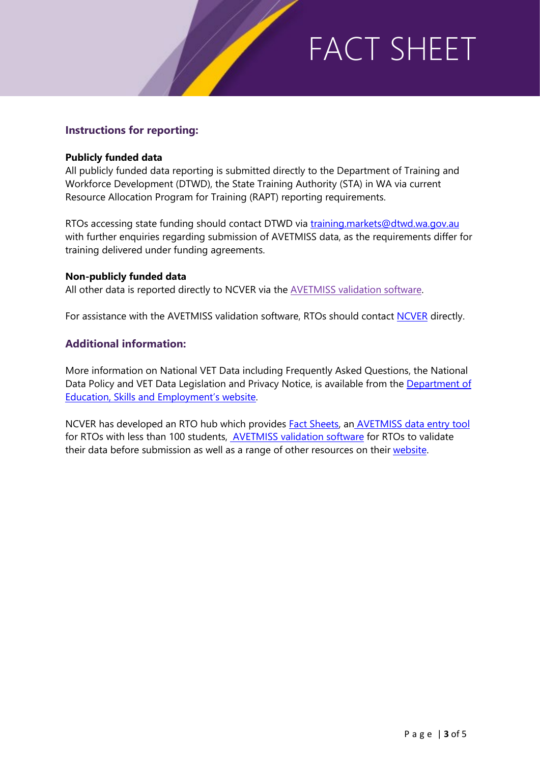## Instructions for reporting:

**Publicly funded data**

All publicly funded data reporting is submitted directly to the Department of Training and Workforce Development (DTWD), the State Training Authority (STA) in WA via current Resource Allocation Program for Training (RAPT) reporting requirements.

RTOs accessing state funding should contact DTWD via training.markets@dtwd.wa.gov.au with further enquiries regarding submission of AVETMISS data, as the requirements differ for training delivered under funding agreements.

**Non-publicly funded data**

All other data is reported directly to NCVER via the AVETMISS validation software.

For assistance with the AVETMISS validation software, RTOs should contact NCVER directly.

## Additional information:

More information on National VET Data including Frequently Asked Questions, the National Data Policy and VET Data Legislation and Privacy Notice, is available from the Department of Education, Skills and Employment's website.

NCVER has developed an RTO hub which provides Fact Sheets, an AVETMISS data entry tool for RTOs with less than 100 students, AVETMISS validation software for RTOs to validate their data before submission as well as a range of other resources on their website.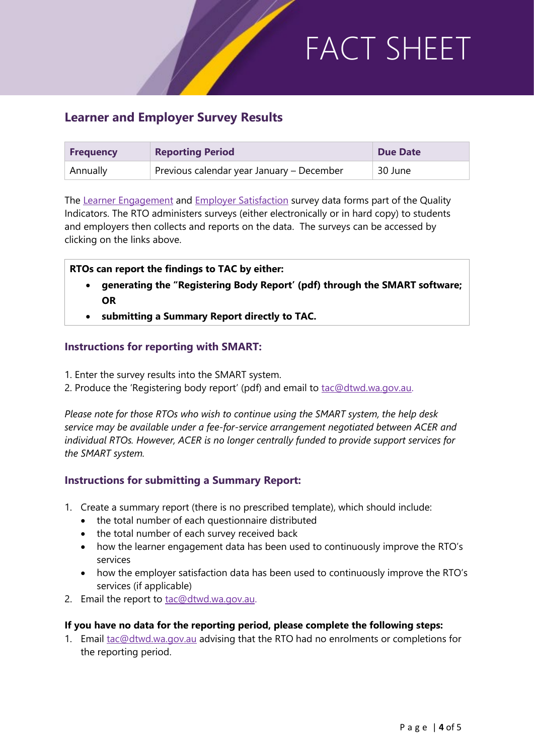# FACT SHEET

## Learner and Employer Survey Results

| Frequency | Reporting Period | Due Date |
|---|---|---|
| Annually | Previous calendar year January – December | 30 June |

The Learner Engagement and Employer Satisfaction survey data forms part of the Quality Indicators. The RTO administers surveys (either electronically or in hard copy) to students and employers then collects and reports on the data. The surveys can be accessed by clicking on the links above.

**RTOs can report the findings to TAC by either:**

- **generating the "Registering Body Report' (pdf) through the SMART software; OR**
- **submitting a Summary Report directly to TAC.**

### Instructions for reporting with SMART:

1. Enter the survey results into the SMART system.
2. Produce the 'Registering body report' (pdf) and email to tac@dtwd.wa.gov.au.

*Please note for those RTOs who wish to continue using the SMART system, the help desk service may be available under a fee-for-service arrangement negotiated between ACER and individual RTOs. However, ACER is no longer centrally funded to provide support services for the SMART system.*

### Instructions for submitting a Summary Report:

1. Create a summary report (there is no prescribed template), which should include:
   - the total number of each questionnaire distributed
   - the total number of each survey received back
   - how the learner engagement data has been used to continuously improve the RTO's services
   - how the employer satisfaction data has been used to continuously improve the RTO's services (if applicable)
2. Email the report to tac@dtwd.wa.gov.au.

**If you have no data for the reporting period, please complete the following steps:**

1. Email tac@dtwd.wa.gov.au advising that the RTO had no enrolments or completions for the reporting period.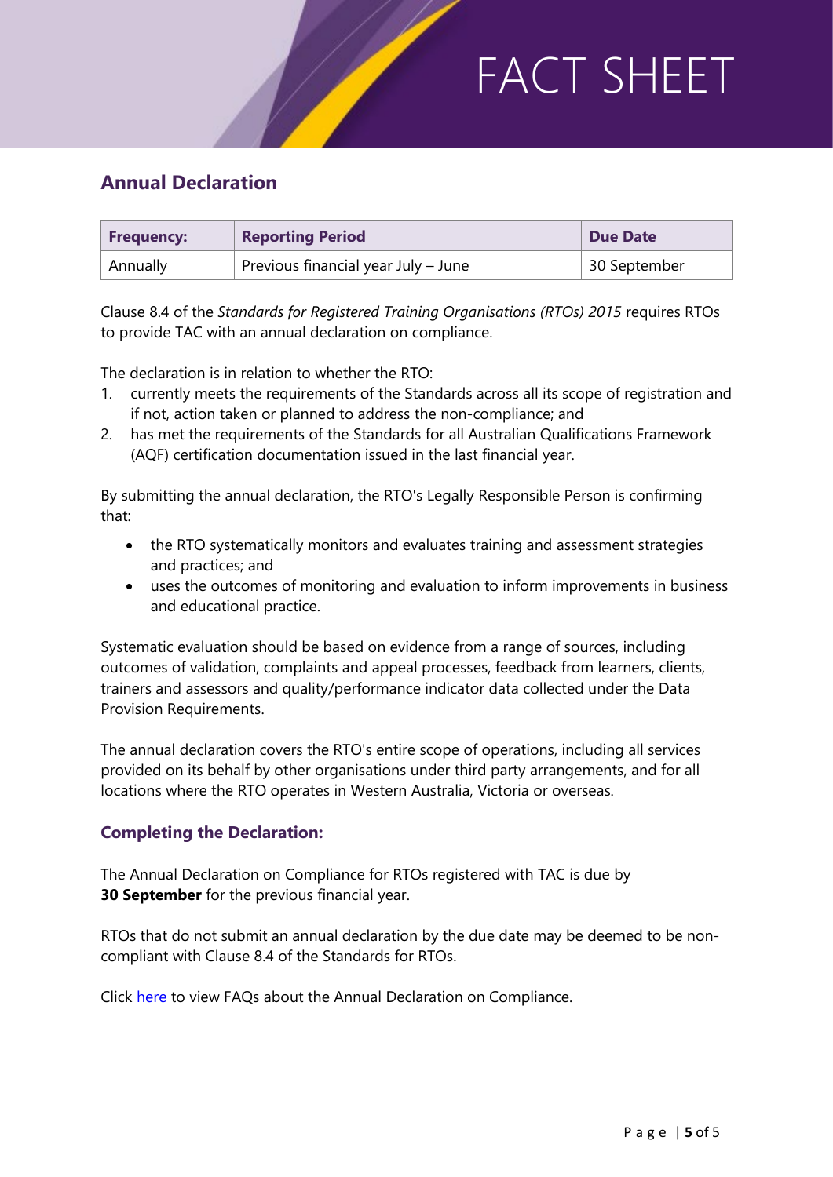# FACT SHEET

## Annual Declaration

| Frequency: | Reporting Period | Due Date |
|---|---|---|
| Annually | Previous financial year July – June | 30 September |

Clause 8.4 of the *Standards for Registered Training Organisations (RTOs) 2015* requires RTOs to provide TAC with an annual declaration on compliance.

The declaration is in relation to whether the RTO:

1. currently meets the requirements of the Standards across all its scope of registration and if not, action taken or planned to address the non-compliance; and
2. has met the requirements of the Standards for all Australian Qualifications Framework (AQF) certification documentation issued in the last financial year.

By submitting the annual declaration, the RTO's Legally Responsible Person is confirming that:

- the RTO systematically monitors and evaluates training and assessment strategies and practices; and
- uses the outcomes of monitoring and evaluation to inform improvements in business and educational practice.

Systematic evaluation should be based on evidence from a range of sources, including outcomes of validation, complaints and appeal processes, feedback from learners, clients, trainers and assessors and quality/performance indicator data collected under the Data Provision Requirements.

The annual declaration covers the RTO's entire scope of operations, including all services provided on its behalf by other organisations under third party arrangements, and for all locations where the RTO operates in Western Australia, Victoria or overseas.

### Completing the Declaration:

The Annual Declaration on Compliance for RTOs registered with TAC is due by **30 September** for the previous financial year.

RTOs that do not submit an annual declaration by the due date may be deemed to be non-compliant with Clause 8.4 of the Standards for RTOs.

Click here to view FAQs about the Annual Declaration on Compliance.